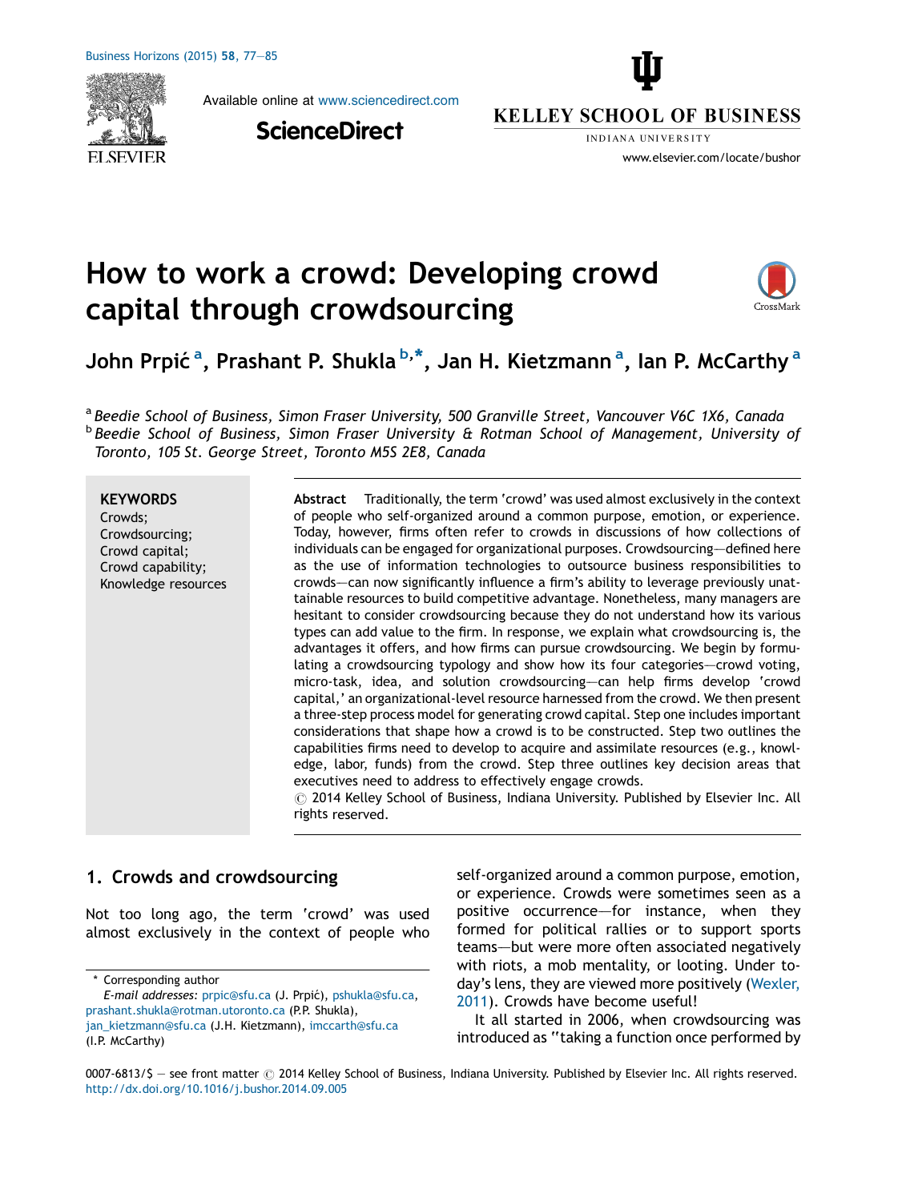# How to work a crowd: Developing crowd capital through crowdsourcing

John Prpić[a], Prashant P. Shukla[b,*], Jan H. Kietzmann[a], Ian P. McCarthy[a]

[a] *Beedie School of Business, Simon Fraser University, 500 Granville Street, Vancouver V6C 1X6, Canada*
[b] *Beedie School of Business, Simon Fraser University & Rotman School of Management, University of Toronto, 105 St. George Street, Toronto M5S 2E8, Canada*

**KEYWORDS**
Crowds;
Crowdsourcing;
Crowd capital;
Crowd capability;
Knowledge resources

**Abstract** Traditionally, the term 'crowd' was used almost exclusively in the context of people who self-organized around a common purpose, emotion, or experience. Today, however, firms often refer to crowds in discussions of how collections of individuals can be engaged for organizational purposes. Crowdsourcing—defined here as the use of information technologies to outsource business responsibilities to crowds—can now significantly influence a firm's ability to leverage previously unattainable resources to build competitive advantage. Nonetheless, many managers are hesitant to consider crowdsourcing because they do not understand how its various types can add value to the firm. In response, we explain what crowdsourcing is, the advantages it offers, and how firms can pursue crowdsourcing. We begin by formulating a crowdsourcing typology and show how its four categories—crowd voting, micro-task, idea, and solution crowdsourcing—can help firms develop 'crowd capital,' an organizational-level resource harnessed from the crowd. We then present a three-step process model for generating crowd capital. Step one includes important considerations that shape how a crowd is to be constructed. Step two outlines the capabilities firms need to develop to acquire and assimilate resources (e.g., knowledge, labor, funds) from the crowd. Step three outlines key decision areas that executives need to address to effectively engage crowds.
© 2014 Kelley School of Business, Indiana University. Published by Elsevier Inc. All rights reserved.

## 1. Crowds and crowdsourcing

Not too long ago, the term 'crowd' was used almost exclusively in the context of people who self-organized around a common purpose, emotion, or experience. Crowds were sometimes seen as a positive occurrence—for instance, when they formed for political rallies or to support sports teams—but were more often associated negatively with riots, a mob mentality, or looting. Under today's lens, they are viewed more positively (Wexler, 2011). Crowds have become useful!

It all started in 2006, when crowdsourcing was introduced as "taking a function once performed by

\* Corresponding author
*E-mail addresses:* prpic@sfu.ca (J. Prpić), pshukla@sfu.ca, prashant.shukla@rotman.utoronto.ca (P.P. Shukla), jan_kietzmann@sfu.ca (J.H. Kietzmann), imccarth@sfu.ca (I.P. McCarthy)

0007-6813/$ — see front matter © 2014 Kelley School of Business, Indiana University. Published by Elsevier Inc. All rights reserved.
http://dx.doi.org/10.1016/j.bushor.2014.09.005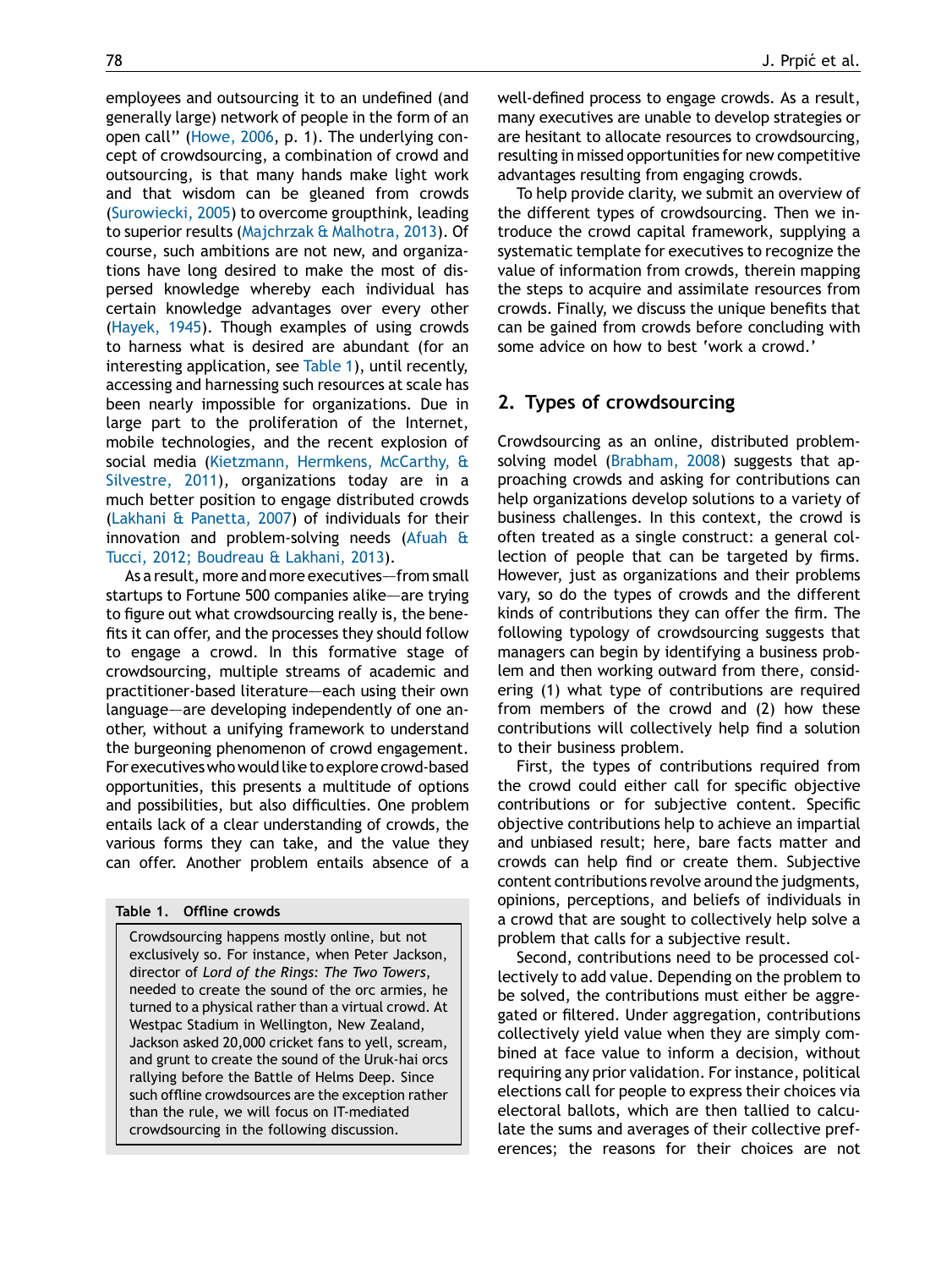employees and outsourcing it to an undefined (and generally large) network of people in the form of an open call'' (Howe, 2006, p. 1). The underlying concept of crowdsourcing, a combination of crowd and outsourcing, is that many hands make light work and that wisdom can be gleaned from crowds (Surowiecki, 2005) to overcome groupthink, leading to superior results (Majchrzak & Malhotra, 2013). Of course, such ambitions are not new, and organizations have long desired to make the most of dispersed knowledge whereby each individual has certain knowledge advantages over every other (Hayek, 1945). Though examples of using crowds to harness what is desired are abundant (for an interesting application, see Table 1), until recently, accessing and harnessing such resources at scale has been nearly impossible for organizations. Due in large part to the proliferation of the Internet, mobile technologies, and the recent explosion of social media (Kietzmann, Hermkens, McCarthy, & Silvestre, 2011), organizations today are in a much better position to engage distributed crowds (Lakhani & Panetta, 2007) of individuals for their innovation and problem-solving needs (Afuah & Tucci, 2012; Boudreau & Lakhani, 2013).

As a result, more and more executives—from small startups to Fortune 500 companies alike—are trying to figure out what crowdsourcing really is, the benefits it can offer, and the processes they should follow to engage a crowd. In this formative stage of crowdsourcing, multiple streams of academic and practitioner-based literature—each using their own language—are developing independently of one another, without a unifying framework to understand the burgeoning phenomenon of crowd engagement. For executives who would like to explore crowd-based opportunities, this presents a multitude of options and possibilities, but also difficulties. One problem entails lack of a clear understanding of crowds, the various forms they can take, and the value they can offer. Another problem entails absence of a well-defined process to engage crowds. As a result, many executives are unable to develop strategies or are hesitant to allocate resources to crowdsourcing, resulting in missed opportunities for new competitive advantages resulting from engaging crowds.

**Table 1. Offline crowds**

| Crowdsourcing happens mostly online, but not exclusively so. For instance, when Peter Jackson, director of *Lord of the Rings: The Two Towers*, needed to create the sound of the orc armies, he turned to a physical rather than a virtual crowd. At Westpac Stadium in Wellington, New Zealand, Jackson asked 20,000 cricket fans to yell, scream, and grunt to create the sound of the Uruk-hai orcs rallying before the Battle of Helms Deep. Since such offline crowdsources are the exception rather than the rule, we will focus on IT-mediated crowdsourcing in the following discussion. |
|---|

To help provide clarity, we submit an overview of the different types of crowdsourcing. Then we introduce the crowd capital framework, supplying a systematic template for executives to recognize the value of information from crowds, therein mapping the steps to acquire and assimilate resources from crowds. Finally, we discuss the unique benefits that can be gained from crowds before concluding with some advice on how to best 'work a crowd.'

## 2. Types of crowdsourcing

Crowdsourcing as an online, distributed problem-solving model (Brabham, 2008) suggests that approaching crowds and asking for contributions can help organizations develop solutions to a variety of business challenges. In this context, the crowd is often treated as a single construct: a general collection of people that can be targeted by firms. However, just as organizations and their problems vary, so do the types of crowds and the different kinds of contributions they can offer the firm. The following typology of crowdsourcing suggests that managers can begin by identifying a business problem and then working outward from there, considering (1) what type of contributions are required from members of the crowd and (2) how these contributions will collectively help find a solution to their business problem.

First, the types of contributions required from the crowd could either call for specific objective contributions or for subjective content. Specific objective contributions help to achieve an impartial and unbiased result; here, bare facts matter and crowds can help find or create them. Subjective content contributions revolve around the judgments, opinions, perceptions, and beliefs of individuals in a crowd that are sought to collectively help solve a problem that calls for a subjective result.

Second, contributions need to be processed collectively to add value. Depending on the problem to be solved, the contributions must either be aggregated or filtered. Under aggregation, contributions collectively yield value when they are simply combined at face value to inform a decision, without requiring any prior validation. For instance, political elections call for people to express their choices via electoral ballots, which are then tallied to calculate the sums and averages of their collective preferences; the reasons for their choices are not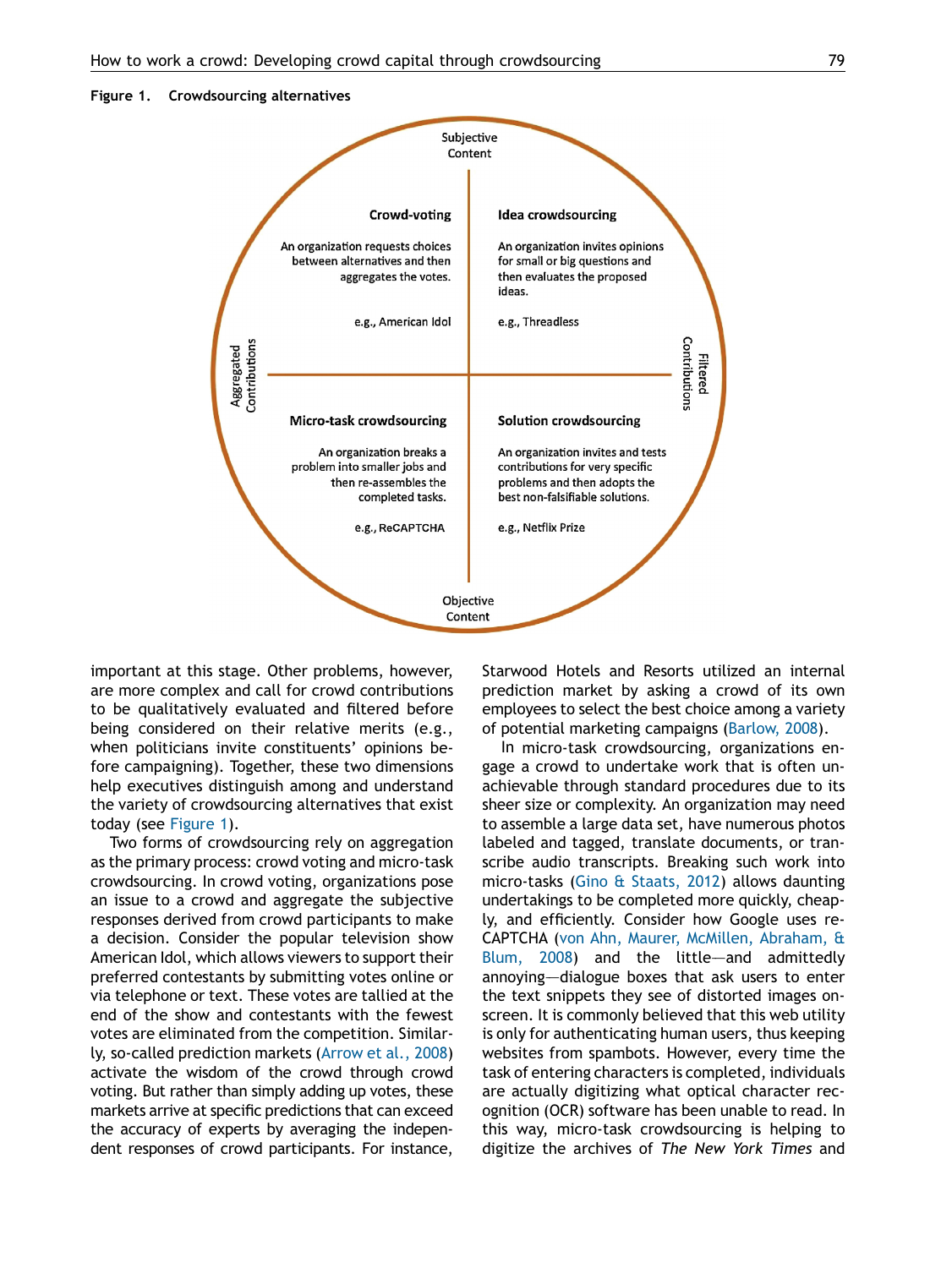**Figure 1. Crowdsourcing alternatives**

Subjective Content

**Crowd-voting**

An organization requests choices between alternatives and then aggregates the votes.

e.g., American Idol

**Idea crowdsourcing**

An organization invites opinions for small or big questions and then evaluates the proposed ideas.

e.g., Threadless

Aggregated Contributions

Filtered Contributions

**Micro-task crowdsourcing**

An organization breaks a problem into smaller jobs and then re-assembles the completed tasks.

e.g., ReCAPTCHA

**Solution crowdsourcing**

An organization invites and tests contributions for very specific problems and then adopts the best non-falsifiable solutions.

e.g., Netflix Prize

Objective Content

important at this stage. Other problems, however, are more complex and call for crowd contributions to be qualitatively evaluated and filtered before being considered on their relative merits (e.g., when politicians invite constituents' opinions before campaigning). Together, these two dimensions help executives distinguish among and understand the variety of crowdsourcing alternatives that exist today (see Figure 1).

Two forms of crowdsourcing rely on aggregation as the primary process: crowd voting and micro-task crowdsourcing. In crowd voting, organizations pose an issue to a crowd and aggregate the subjective responses derived from crowd participants to make a decision. Consider the popular television show American Idol, which allows viewers to support their preferred contestants by submitting votes online or via telephone or text. These votes are tallied at the end of the show and contestants with the fewest votes are eliminated from the competition. Similarly, so-called prediction markets (Arrow et al., 2008) activate the wisdom of the crowd through crowd voting. But rather than simply adding up votes, these markets arrive at specific predictions that can exceed the accuracy of experts by averaging the independent responses of crowd participants. For instance, Starwood Hotels and Resorts utilized an internal prediction market by asking a crowd of its own employees to select the best choice among a variety of potential marketing campaigns (Barlow, 2008).

In micro-task crowdsourcing, organizations engage a crowd to undertake work that is often unachievable through standard procedures due to its sheer size or complexity. An organization may need to assemble a large data set, have numerous photos labeled and tagged, translate documents, or transcribe audio transcripts. Breaking such work into micro-tasks (Gino & Staats, 2012) allows daunting undertakings to be completed more quickly, cheaply, and efficiently. Consider how Google uses reCAPTCHA (von Ahn, Maurer, McMillen, Abraham, & Blum, 2008) and the little—and admittedly annoying—dialogue boxes that ask users to enter the text snippets they see of distorted images onscreen. It is commonly believed that this web utility is only for authenticating human users, thus keeping websites from spambots. However, every time the task of entering characters is completed, individuals are actually digitizing what optical character recognition (OCR) software has been unable to read. In this way, micro-task crowdsourcing is helping to digitize the archives of *The New York Times* and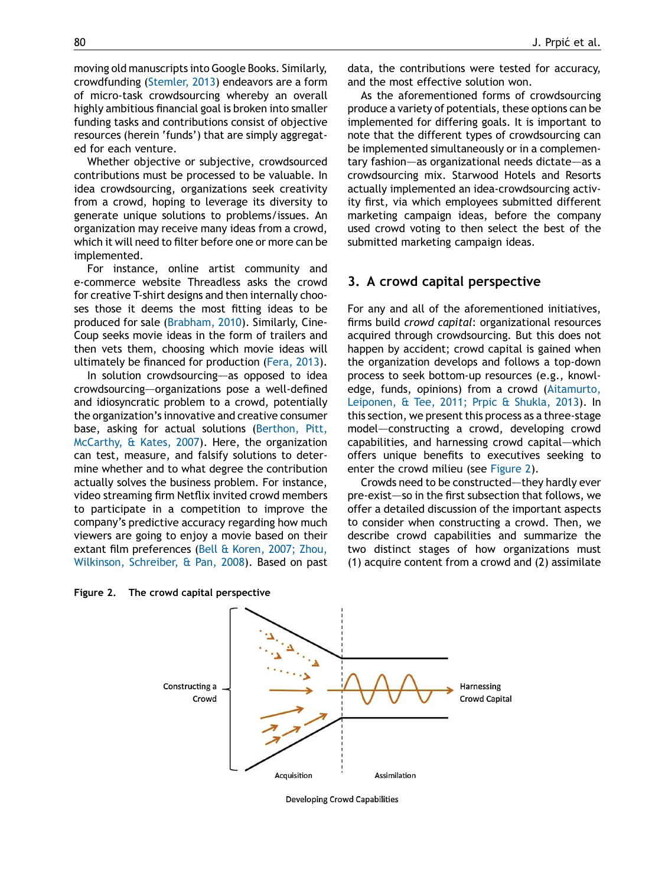moving old manuscripts into Google Books. Similarly, crowdfunding (Stemler, 2013) endeavors are a form of micro-task crowdsourcing whereby an overall highly ambitious financial goal is broken into smaller funding tasks and contributions consist of objective resources (herein 'funds') that are simply aggregated for each venture.

Whether objective or subjective, crowdsourced contributions must be processed to be valuable. In idea crowdsourcing, organizations seek creativity from a crowd, hoping to leverage its diversity to generate unique solutions to problems/issues. An organization may receive many ideas from a crowd, which it will need to filter before one or more can be implemented.

For instance, online artist community and e-commerce website Threadless asks the crowd for creative T-shirt designs and then internally chooses those it deems the most fitting ideas to be produced for sale (Brabham, 2010). Similarly, CineCoup seeks movie ideas in the form of trailers and then vets them, choosing which movie ideas will ultimately be financed for production (Fera, 2013).

In solution crowdsourcing—as opposed to idea crowdsourcing—organizations pose a well-defined and idiosyncratic problem to a crowd, potentially the organization's innovative and creative consumer base, asking for actual solutions (Berthon, Pitt, McCarthy, & Kates, 2007). Here, the organization can test, measure, and falsify solutions to determine whether and to what degree the contribution actually solves the business problem. For instance, video streaming firm Netflix invited crowd members to participate in a competition to improve the company's predictive accuracy regarding how much viewers are going to enjoy a movie based on their extant film preferences (Bell & Koren, 2007; Zhou, Wilkinson, Schreiber, & Pan, 2008). Based on past data, the contributions were tested for accuracy, and the most effective solution won.

As the aforementioned forms of crowdsourcing produce a variety of potentials, these options can be implemented for differing goals. It is important to note that the different types of crowdsourcing can be implemented simultaneously or in a complementary fashion—as organizational needs dictate—as a crowdsourcing mix. Starwood Hotels and Resorts actually implemented an idea-crowdsourcing activity first, via which employees submitted different marketing campaign ideas, before the company used crowd voting to then select the best of the submitted marketing campaign ideas.

## 3. A crowd capital perspective

For any and all of the aforementioned initiatives, firms build *crowd capital*: organizational resources acquired through crowdsourcing. But this does not happen by accident; crowd capital is gained when the organization develops and follows a top-down process to seek bottom-up resources (e.g., knowledge, funds, opinions) from a crowd (Aitamurto, Leiponen, & Tee, 2011; Prpic & Shukla, 2013). In this section, we present this process as a three-stage model—constructing a crowd, developing crowd capabilities, and harnessing crowd capital—which offers unique benefits to executives seeking to enter the crowd milieu (see Figure 2).

Crowds need to be constructed—they hardly ever pre-exist—so in the first subsection that follows, we offer a detailed discussion of the important aspects to consider when constructing a crowd. Then, we describe crowd capabilities and summarize the two distinct stages of how organizations must (1) acquire content from a crowd and (2) assimilate

**Figure 2. The crowd capital perspective**

Constructing a Crowd

Harnessing Crowd Capital

Acquisition

Assimilation

Developing Crowd Capabilities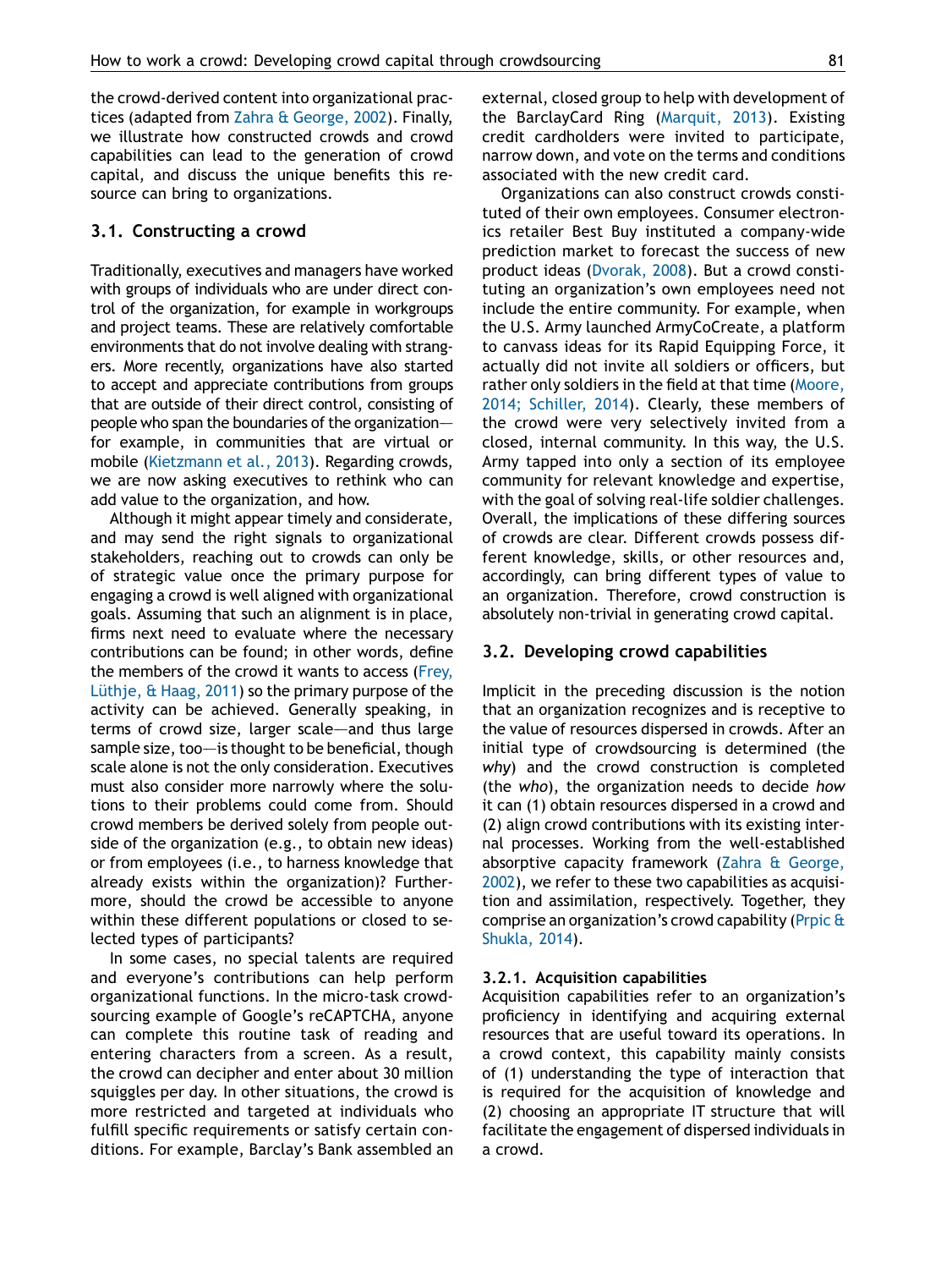the crowd-derived content into organizational practices (adapted from Zahra & George, 2002). Finally, we illustrate how constructed crowds and crowd capabilities can lead to the generation of crowd capital, and discuss the unique benefits this resource can bring to organizations.

### 3.1. Constructing a crowd

Traditionally, executives and managers have worked with groups of individuals who are under direct control of the organization, for example in workgroups and project teams. These are relatively comfortable environments that do not involve dealing with strangers. More recently, organizations have also started to accept and appreciate contributions from groups that are outside of their direct control, consisting of people who span the boundaries of the organization—for example, in communities that are virtual or mobile (Kietzmann et al., 2013). Regarding crowds, we are now asking executives to rethink who can add value to the organization, and how.

Although it might appear timely and considerate, and may send the right signals to organizational stakeholders, reaching out to crowds can only be of strategic value once the primary purpose for engaging a crowd is well aligned with organizational goals. Assuming that such an alignment is in place, firms next need to evaluate where the necessary contributions can be found; in other words, define the members of the crowd it wants to access (Frey, Lüthje, & Haag, 2011) so the primary purpose of the activity can be achieved. Generally speaking, in terms of crowd size, larger scale—and thus large sample size, too—is thought to be beneficial, though scale alone is not the only consideration. Executives must also consider more narrowly where the solutions to their problems could come from. Should crowd members be derived solely from people outside of the organization (e.g., to obtain new ideas) or from employees (i.e., to harness knowledge that already exists within the organization)? Furthermore, should the crowd be accessible to anyone within these different populations or closed to selected types of participants?

In some cases, no special talents are required and everyone's contributions can help perform organizational functions. In the micro-task crowdsourcing example of Google's reCAPTCHA, anyone can complete this routine task of reading and entering characters from a screen. As a result, the crowd can decipher and enter about 30 million squiggles per day. In other situations, the crowd is more restricted and targeted at individuals who fulfill specific requirements or satisfy certain conditions. For example, Barclay's Bank assembled an external, closed group to help with development of the BarclayCard Ring (Marquit, 2013). Existing credit cardholders were invited to participate, narrow down, and vote on the terms and conditions associated with the new credit card.

Organizations can also construct crowds constituted of their own employees. Consumer electronics retailer Best Buy instituted a company-wide prediction market to forecast the success of new product ideas (Dvorak, 2008). But a crowd constituting an organization's own employees need not include the entire community. For example, when the U.S. Army launched ArmyCoCreate, a platform to canvass ideas for its Rapid Equipping Force, it actually did not invite all soldiers or officers, but rather only soldiers in the field at that time (Moore, 2014; Schiller, 2014). Clearly, these members of the crowd were very selectively invited from a closed, internal community. In this way, the U.S. Army tapped into only a section of its employee community for relevant knowledge and expertise, with the goal of solving real-life soldier challenges. Overall, the implications of these differing sources of crowds are clear. Different crowds possess different knowledge, skills, or other resources and, accordingly, can bring different types of value to an organization. Therefore, crowd construction is absolutely non-trivial in generating crowd capital.

### 3.2. Developing crowd capabilities

Implicit in the preceding discussion is the notion that an organization recognizes and is receptive to the value of resources dispersed in crowds. After an initial type of crowdsourcing is determined (the *why*) and the crowd construction is completed (the *who*), the organization needs to decide *how* it can (1) obtain resources dispersed in a crowd and (2) align crowd contributions with its existing internal processes. Working from the well-established absorptive capacity framework (Zahra & George, 2002), we refer to these two capabilities as acquisition and assimilation, respectively. Together, they comprise an organization's crowd capability (Prpic & Shukla, 2014).

#### 3.2.1. Acquisition capabilities

Acquisition capabilities refer to an organization's proficiency in identifying and acquiring external resources that are useful toward its operations. In a crowd context, this capability mainly consists of (1) understanding the type of interaction that is required for the acquisition of knowledge and (2) choosing an appropriate IT structure that will facilitate the engagement of dispersed individuals in a crowd.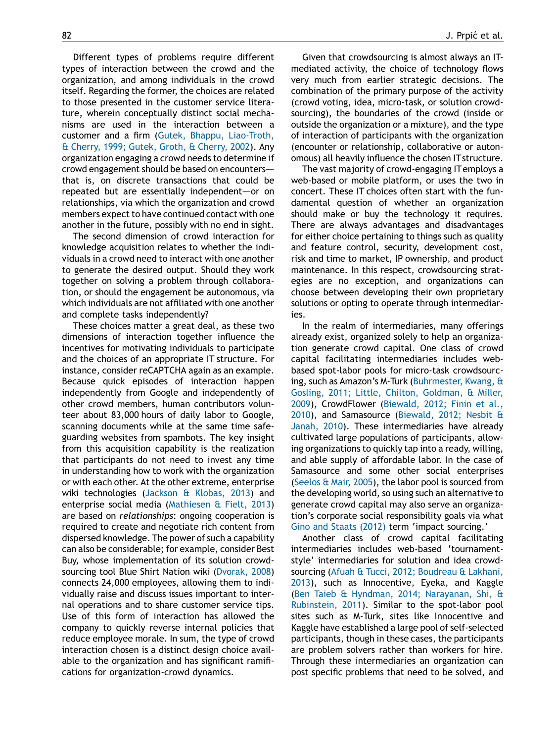Different types of problems require different types of interaction between the crowd and the organization, and among individuals in the crowd itself. Regarding the former, the choices are related to those presented in the customer service literature, wherein conceptually distinct social mechanisms are used in the interaction between a customer and a firm (Gutek, Bhappu, Liao-Troth, & Cherry, 1999; Gutek, Groth, & Cherry, 2002). Any organization engaging a crowd needs to determine if crowd engagement should be based on encounters—that is, on discrete transactions that could be repeated but are essentially independent—or on relationships, via which the organization and crowd members expect to have continued contact with one another in the future, possibly with no end in sight.

The second dimension of crowd interaction for knowledge acquisition relates to whether the individuals in a crowd need to interact with one another to generate the desired output. Should they work together on solving a problem through collaboration, or should the engagement be autonomous, via which individuals are not affiliated with one another and complete tasks independently?

These choices matter a great deal, as these two dimensions of interaction together influence the incentives for motivating individuals to participate and the choices of an appropriate IT structure. For instance, consider reCAPTCHA again as an example. Because quick episodes of interaction happen independently from Google and independently of other crowd members, human contributors volunteer about 83,000 hours of daily labor to Google, scanning documents while at the same time safeguarding websites from spambots. The key insight from this acquisition capability is the realization that participants do not need to invest any time in understanding how to work with the organization or with each other. At the other extreme, enterprise wiki technologies (Jackson & Klobas, 2013) and enterprise social media (Mathiesen & Fielt, 2013) are based on *relationships*: ongoing cooperation is required to create and negotiate rich content from dispersed knowledge. The power of such a capability can also be considerable; for example, consider Best Buy, whose implementation of its solution crowdsourcing tool Blue Shirt Nation wiki (Dvorak, 2008) connects 24,000 employees, allowing them to individually raise and discuss issues important to internal operations and to share customer service tips. Use of this form of interaction has allowed the company to quickly reverse internal policies that reduce employee morale. In sum, the type of crowd interaction chosen is a distinct design choice available to the organization and has significant ramifications for organization-crowd dynamics.

Given that crowdsourcing is almost always an IT-mediated activity, the choice of technology flows very much from earlier strategic decisions. The combination of the primary purpose of the activity (crowd voting, idea, micro-task, or solution crowdsourcing), the boundaries of the crowd (inside or outside the organization or a mixture), and the type of interaction of participants with the organization (encounter or relationship, collaborative or autonomous) all heavily influence the chosen IT structure.

The vast majority of crowd-engaging IT employs a web-based or mobile platform, or uses the two in concert. These IT choices often start with the fundamental question of whether an organization should make or buy the technology it requires. There are always advantages and disadvantages for either choice pertaining to things such as quality and feature control, security, development cost, risk and time to market, IP ownership, and product maintenance. In this respect, crowdsourcing strategies are no exception, and organizations can choose between developing their own proprietary solutions or opting to operate through intermediaries.

In the realm of intermediaries, many offerings already exist, organized solely to help an organization generate crowd capital. One class of crowd capital facilitating intermediaries includes web-based spot-labor pools for micro-task crowdsourcing, such as Amazon's M-Turk (Buhrmester, Kwang, & Gosling, 2011; Little, Chilton, Goldman, & Miller, 2009), CrowdFlower (Biewald, 2012; Finin et al., 2010), and Samasource (Biewald, 2012; Nesbit & Janah, 2010). These intermediaries have already cultivated large populations of participants, allowing organizations to quickly tap into a ready, willing, and able supply of affordable labor. In the case of Samasource and some other social enterprises (Seelos & Mair, 2005), the labor pool is sourced from the developing world, so using such an alternative to generate crowd capital may also serve an organization's corporate social responsibility goals via what Gino and Staats (2012) term 'impact sourcing.'

Another class of crowd capital facilitating intermediaries includes web-based 'tournament-style' intermediaries for solution and idea crowdsourcing (Afuah & Tucci, 2012; Boudreau & Lakhani, 2013), such as Innocentive, Eyeka, and Kaggle (Ben Taieb & Hyndman, 2014; Narayanan, Shi, & Rubinstein, 2011). Similar to the spot-labor pool sites such as M-Turk, sites like Innocentive and Kaggle have established a large pool of self-selected participants, though in these cases, the participants are problem solvers rather than workers for hire. Through these intermediaries an organization can post specific problems that need to be solved, and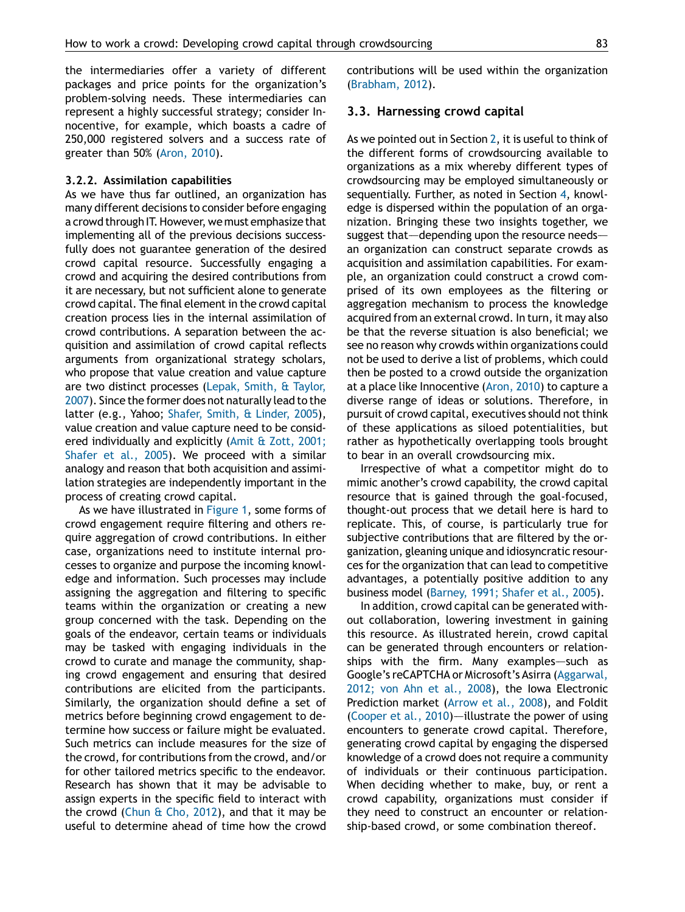the intermediaries offer a variety of different packages and price points for the organization's problem-solving needs. These intermediaries can represent a highly successful strategy; consider Innocentive, for example, which boasts a cadre of 250,000 registered solvers and a success rate of greater than 50% (Aron, 2010).

#### 3.2.2. Assimilation capabilities

As we have thus far outlined, an organization has many different decisions to consider before engaging a crowd through IT. However, we must emphasize that implementing all of the previous decisions successfully does not guarantee generation of the desired crowd capital resource. Successfully engaging a crowd and acquiring the desired contributions from it are necessary, but not sufficient alone to generate crowd capital. The final element in the crowd capital creation process lies in the internal assimilation of crowd contributions. A separation between the acquisition and assimilation of crowd capital reflects arguments from organizational strategy scholars, who propose that value creation and value capture are two distinct processes (Lepak, Smith, & Taylor, 2007). Since the former does not naturally lead to the latter (e.g., Yahoo; Shafer, Smith, & Linder, 2005), value creation and value capture need to be considered individually and explicitly (Amit & Zott, 2001; Shafer et al., 2005). We proceed with a similar analogy and reason that both acquisition and assimilation strategies are independently important in the process of creating crowd capital.

As we have illustrated in Figure 1, some forms of crowd engagement require filtering and others require aggregation of crowd contributions. In either case, organizations need to institute internal processes to organize and purpose the incoming knowledge and information. Such processes may include assigning the aggregation and filtering to specific teams within the organization or creating a new group concerned with the task. Depending on the goals of the endeavor, certain teams or individuals may be tasked with engaging individuals in the crowd to curate and manage the community, shaping crowd engagement and ensuring that desired contributions are elicited from the participants. Similarly, the organization should define a set of metrics before beginning crowd engagement to determine how success or failure might be evaluated. Such metrics can include measures for the size of the crowd, for contributions from the crowd, and/or for other tailored metrics specific to the endeavor. Research has shown that it may be advisable to assign experts in the specific field to interact with the crowd (Chun & Cho, 2012), and that it may be useful to determine ahead of time how the crowd contributions will be used within the organization (Brabham, 2012).

### 3.3. Harnessing crowd capital

As we pointed out in Section 2, it is useful to think of the different forms of crowdsourcing available to organizations as a mix whereby different types of crowdsourcing may be employed simultaneously or sequentially. Further, as noted in Section 4, knowledge is dispersed within the population of an organization. Bringing these two insights together, we suggest that—depending upon the resource needs—an organization can construct separate crowds as acquisition and assimilation capabilities. For example, an organization could construct a crowd comprised of its own employees as the filtering or aggregation mechanism to process the knowledge acquired from an external crowd. In turn, it may also be that the reverse situation is also beneficial; we see no reason why crowds within organizations could not be used to derive a list of problems, which could then be posted to a crowd outside the organization at a place like Innocentive (Aron, 2010) to capture a diverse range of ideas or solutions. Therefore, in pursuit of crowd capital, executives should not think of these applications as siloed potentialities, but rather as hypothetically overlapping tools brought to bear in an overall crowdsourcing mix.

Irrespective of what a competitor might do to mimic another's crowd capability, the crowd capital resource that is gained through the goal-focused, thought-out process that we detail here is hard to replicate. This, of course, is particularly true for subjective contributions that are filtered by the organization, gleaning unique and idiosyncratic resources for the organization that can lead to competitive advantages, a potentially positive addition to any business model (Barney, 1991; Shafer et al., 2005).

In addition, crowd capital can be generated without collaboration, lowering investment in gaining this resource. As illustrated herein, crowd capital can be generated through encounters or relationships with the firm. Many examples—such as Google's reCAPTCHA or Microsoft's Asirra (Aggarwal, 2012; von Ahn et al., 2008), the Iowa Electronic Prediction market (Arrow et al., 2008), and Foldit (Cooper et al., 2010)—illustrate the power of using encounters to generate crowd capital. Therefore, generating crowd capital by engaging the dispersed knowledge of a crowd does not require a community of individuals or their continuous participation. When deciding whether to make, buy, or rent a crowd capability, organizations must consider if they need to construct an encounter or relationship-based crowd, or some combination thereof.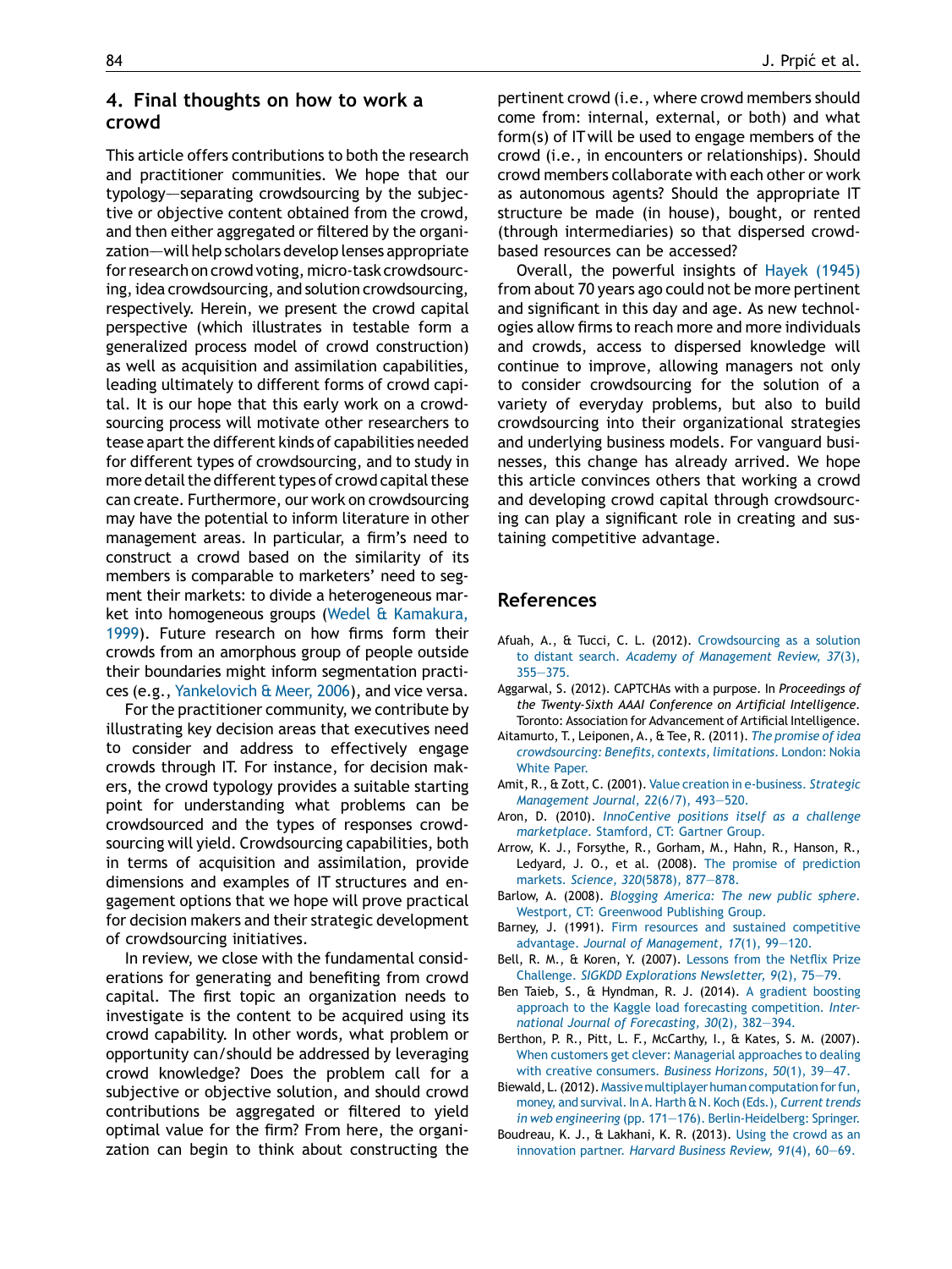## 4. Final thoughts on how to work a crowd

This article offers contributions to both the research and practitioner communities. We hope that our typology—separating crowdsourcing by the subjective or objective content obtained from the crowd, and then either aggregated or filtered by the organization—will help scholars develop lenses appropriate for research on crowd voting, micro-task crowdsourcing, idea crowdsourcing, and solution crowdsourcing, respectively. Herein, we present the crowd capital perspective (which illustrates in testable form a generalized process model of crowd construction) as well as acquisition and assimilation capabilities, leading ultimately to different forms of crowd capital. It is our hope that this early work on a crowdsourcing process will motivate other researchers to tease apart the different kinds of capabilities needed for different types of crowdsourcing, and to study in more detail the different types of crowd capital these can create. Furthermore, our work on crowdsourcing may have the potential to inform literature in other management areas. In particular, a firm's need to construct a crowd based on the similarity of its members is comparable to marketers' need to segment their markets: to divide a heterogeneous market into homogeneous groups (Wedel & Kamakura, 1999). Future research on how firms form their crowds from an amorphous group of people outside their boundaries might inform segmentation practices (e.g., Yankelovich & Meer, 2006), and vice versa.

For the practitioner community, we contribute by illustrating key decision areas that executives need to consider and address to effectively engage crowds through IT. For instance, for decision makers, the crowd typology provides a suitable starting point for understanding what problems can be crowdsourced and the types of responses crowdsourcing will yield. Crowdsourcing capabilities, both in terms of acquisition and assimilation, provide dimensions and examples of IT structures and engagement options that we hope will prove practical for decision makers and their strategic development of crowdsourcing initiatives.

In review, we close with the fundamental considerations for generating and benefiting from crowd capital. The first topic an organization needs to investigate is the content to be acquired using its crowd capability. In other words, what problem or opportunity can/should be addressed by leveraging crowd knowledge? Does the problem call for a subjective or objective solution, and should crowd contributions be aggregated or filtered to yield optimal value for the firm? From here, the organization can begin to think about constructing the pertinent crowd (i.e., where crowd members should come from: internal, external, or both) and what form(s) of IT will be used to engage members of the crowd (i.e., in encounters or relationships). Should crowd members collaborate with each other or work as autonomous agents? Should the appropriate IT structure be made (in house), bought, or rented (through intermediaries) so that dispersed crowd-based resources can be accessed?

Overall, the powerful insights of Hayek (1945) from about 70 years ago could not be more pertinent and significant in this day and age. As new technologies allow firms to reach more and more individuals and crowds, access to dispersed knowledge will continue to improve, allowing managers not only to consider crowdsourcing for the solution of a variety of everyday problems, but also to build crowdsourcing into their organizational strategies and underlying business models. For vanguard businesses, this change has already arrived. We hope this article convinces others that working a crowd and developing crowd capital through crowdsourcing can play a significant role in creating and sustaining competitive advantage.

## References

Afuah, A., & Tucci, C. L. (2012). Crowdsourcing as a solution to distant search. *Academy of Management Review, 37*(3), 355—375.

Aggarwal, S. (2012). CAPTCHAs with a purpose. In *Proceedings of the Twenty-Sixth AAAI Conference on Artificial Intelligence*. Toronto: Association for Advancement of Artificial Intelligence.

Aitamurto, T., Leiponen, A., & Tee, R. (2011). *The promise of idea crowdsourcing: Benefits, contexts, limitations*. London: Nokia White Paper.

Amit, R., & Zott, C. (2001). Value creation in e-business. *Strategic Management Journal, 22*(6/7), 493—520.

Aron, D. (2010). *InnoCentive positions itself as a challenge marketplace*. Stamford, CT: Gartner Group.

Arrow, K. J., Forsythe, R., Gorham, M., Hahn, R., Hanson, R., Ledyard, J. O., et al. (2008). The promise of prediction markets. *Science, 320*(5878), 877—878.

Barlow, A. (2008). *Blogging America: The new public sphere*. Westport, CT: Greenwood Publishing Group.

Barney, J. (1991). Firm resources and sustained competitive advantage. *Journal of Management, 17*(1), 99—120.

Bell, R. M., & Koren, Y. (2007). Lessons from the Netflix Prize Challenge. *SIGKDD Explorations Newsletter, 9*(2), 75—79.

Ben Taieb, S., & Hyndman, R. J. (2014). A gradient boosting approach to the Kaggle load forecasting competition. *International Journal of Forecasting, 30*(2), 382—394.

Berthon, P. R., Pitt, L. F., McCarthy, I., & Kates, S. M. (2007). When customers get clever: Managerial approaches to dealing with creative consumers. *Business Horizons, 50*(1), 39—47.

Biewald, L. (2012). Massive multiplayer human computation for fun, money, and survival. In A. Harth & N. Koch (Eds.), *Current trends in web engineering* (pp. 171—176). Berlin-Heidelberg: Springer.

Boudreau, K. J., & Lakhani, K. R. (2013). Using the crowd as an innovation partner. *Harvard Business Review, 91*(4), 60—69.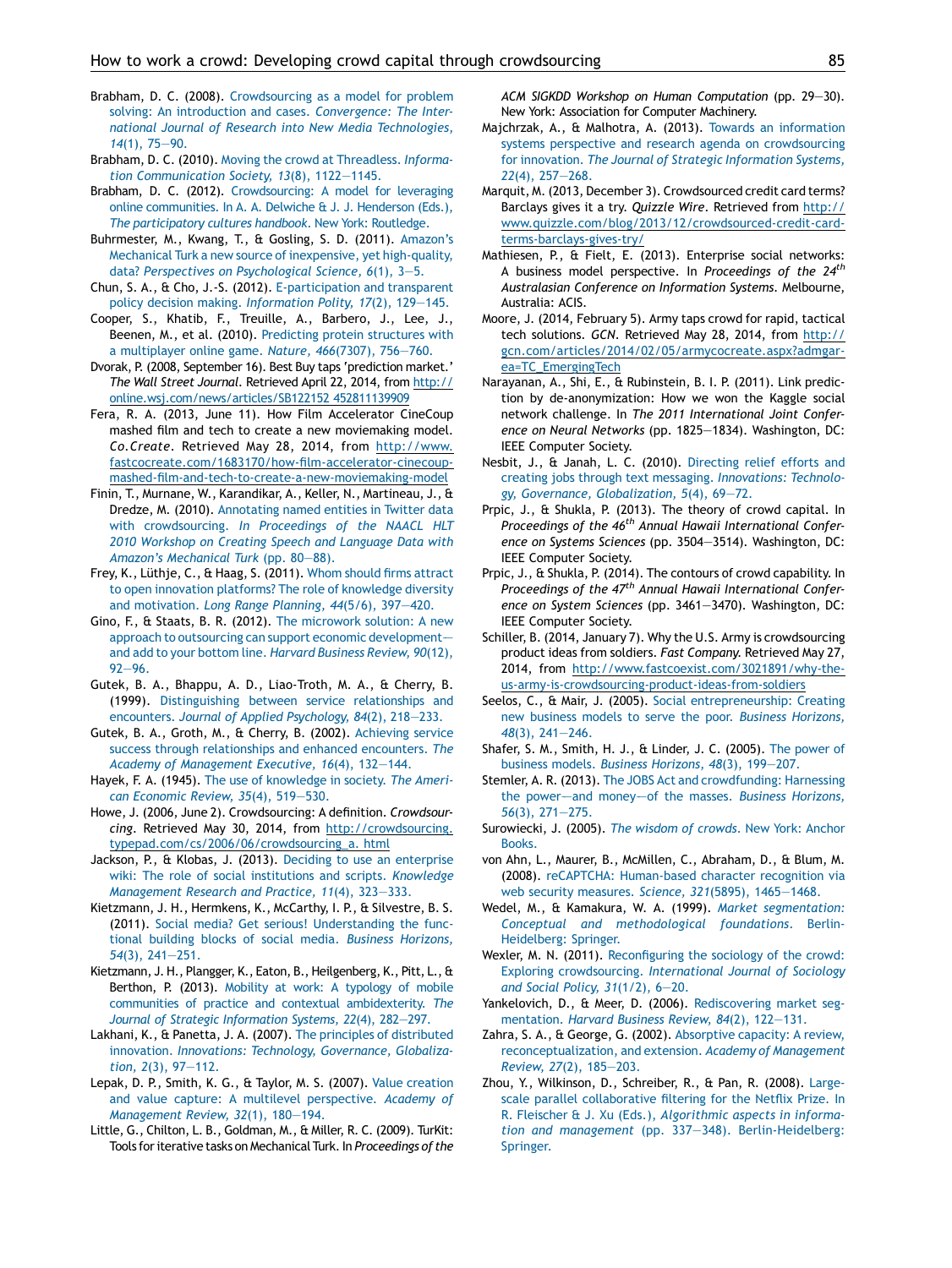Brabham, D. C. (2008). Crowdsourcing as a model for problem solving: An introduction and cases. *Convergence: The International Journal of Research into New Media Technologies, 14*(1), 75—90.

Brabham, D. C. (2010). Moving the crowd at Threadless. *Information Communication Society, 13*(8), 1122—1145.

Brabham, D. C. (2012). Crowdsourcing: A model for leveraging online communities. In A. A. Delwiche & J. J. Henderson (Eds.), *The participatory cultures handbook*. New York: Routledge.

Buhrmester, M., Kwang, T., & Gosling, S. D. (2011). Amazon's Mechanical Turk a new source of inexpensive, yet high-quality, data? *Perspectives on Psychological Science, 6*(1), 3—5.

Chun, S. A., & Cho, J.-S. (2012). E-participation and transparent policy decision making. *Information Polity, 17*(2), 129—145.

Cooper, S., Khatib, F., Treuille, A., Barbero, J., Lee, J., Beenen, M., et al. (2010). Predicting protein structures with a multiplayer online game. *Nature, 466*(7307), 756—760.

Dvorak, P. (2008, September 16). Best Buy taps 'prediction market.' *The Wall Street Journal*. Retrieved April 22, 2014, from http://online.wsj.com/news/articles/SB122152 452811139909

Fera, R. A. (2013, June 11). How Film Accelerator CineCoup mashed film and tech to create a new moviemaking model. *Co.Create*. Retrieved May 28, 2014, from http://www.fastcocreate.com/1683170/how-film-accelerator-cinecoup-mashed-film-and-tech-to-create-a-new-moviemaking-model

Finin, T., Murnane, W., Karandikar, A., Keller, N., Martineau, J., & Dredze, M. (2010). Annotating named entities in Twitter data with crowdsourcing. *In Proceedings of the NAACL HLT 2010 Workshop on Creating Speech and Language Data with Amazon's Mechanical Turk* (pp. 80—88).

Frey, K., Lüthje, C., & Haag, S. (2011). Whom should firms attract to open innovation platforms? The role of knowledge diversity and motivation. *Long Range Planning, 44*(5/6), 397—420.

Gino, F., & Staats, B. R. (2012). The microwork solution: A new approach to outsourcing can support economic development—and add to your bottom line. *Harvard Business Review, 90*(12), 92—96.

Gutek, B. A., Bhappu, A. D., Liao-Troth, M. A., & Cherry, B. (1999). Distinguishing between service relationships and encounters. *Journal of Applied Psychology, 84*(2), 218—233.

Gutek, B. A., Groth, M., & Cherry, B. (2002). Achieving service success through relationships and enhanced encounters. *The Academy of Management Executive, 16*(4), 132—144.

Hayek, F. A. (1945). The use of knowledge in society. *The American Economic Review, 35*(4), 519—530.

Howe, J. (2006, June 2). Crowdsourcing: A definition. *Crowdsourcing*. Retrieved May 30, 2014, from http://crowdsourcing.typepad.com/cs/2006/06/crowdsourcing_a. html

Jackson, P., & Klobas, J. (2013). Deciding to use an enterprise wiki: The role of social institutions and scripts. *Knowledge Management Research and Practice, 11*(4), 323—333.

Kietzmann, J. H., Hermkens, K., McCarthy, I. P., & Silvestre, B. S. (2011). Social media? Get serious! Understanding the functional building blocks of social media. *Business Horizons, 54*(3), 241—251.

Kietzmann, J. H., Plangger, K., Eaton, B., Heilgenberg, K., Pitt, L., & Berthon, P. (2013). Mobility at work: A typology of mobile communities of practice and contextual ambidexterity. *The Journal of Strategic Information Systems, 22*(4), 282—297.

Lakhani, K., & Panetta, J. A. (2007). The principles of distributed innovation. *Innovations: Technology, Governance, Globalization, 2*(3), 97—112.

Lepak, D. P., Smith, K. G., & Taylor, M. S. (2007). Value creation and value capture: A multilevel perspective. *Academy of Management Review, 32*(1), 180—194.

Little, G., Chilton, L. B., Goldman, M., & Miller, R. C. (2009). TurKit: Tools for iterative tasks on Mechanical Turk. In *Proceedings of the ACM SIGKDD Workshop on Human Computation* (pp. 29—30). New York: Association for Computer Machinery.

Majchrzak, A., & Malhotra, A. (2013). Towards an information systems perspective and research agenda on crowdsourcing for innovation. *The Journal of Strategic Information Systems, 22*(4), 257—268.

Marquit, M. (2013, December 3). Crowdsourced credit card terms? Barclays gives it a try. *Quizzle Wire*. Retrieved from http://www.quizzle.com/blog/2013/12/crowdsourced-credit-card-terms-barclays-gives-try/

Mathiesen, P., & Fielt, E. (2013). Enterprise social networks: A business model perspective. In *Proceedings of the 24th Australasian Conference on Information Systems*. Melbourne, Australia: ACIS.

Moore, J. (2014, February 5). Army taps crowd for rapid, tactical tech solutions. *GCN*. Retrieved May 28, 2014, from http://gcn.com/articles/2014/02/05/armycocreate.aspx?admgarea=TC_EmergingTech

Narayanan, A., Shi, E., & Rubinstein, B. I. P. (2011). Link prediction by de-anonymization: How we won the Kaggle social network challenge. In *The 2011 International Joint Conference on Neural Networks* (pp. 1825—1834). Washington, DC: IEEE Computer Society.

Nesbit, J., & Janah, L. C. (2010). Directing relief efforts and creating jobs through text messaging. *Innovations: Technology, Governance, Globalization, 5*(4), 69—72.

Prpic, J., & Shukla, P. (2013). The theory of crowd capital. In *Proceedings of the 46th Annual Hawaii International Conference on Systems Sciences* (pp. 3504—3514). Washington, DC: IEEE Computer Society.

Prpic, J., & Shukla, P. (2014). The contours of crowd capability. In *Proceedings of the 47th Annual Hawaii International Conference on System Sciences* (pp. 3461—3470). Washington, DC: IEEE Computer Society.

Schiller, B. (2014, January 7). Why the U.S. Army is crowdsourcing product ideas from soldiers. *Fast Company*. Retrieved May 27, 2014, from http://www.fastcoexist.com/3021891/why-the-us-army-is-crowdsourcing-product-ideas-from-soldiers

Seelos, C., & Mair, J. (2005). Social entrepreneurship: Creating new business models to serve the poor. *Business Horizons, 48*(3), 241—246.

Shafer, S. M., Smith, H. J., & Linder, J. C. (2005). The power of business models. *Business Horizons, 48*(3), 199—207.

Stemler, A. R. (2013). The JOBS Act and crowdfunding: Harnessing the power—and money—of the masses. *Business Horizons, 56*(3), 271—275.

Surowiecki, J. (2005). *The wisdom of crowds*. New York: Anchor Books.

von Ahn, L., Maurer, B., McMillen, C., Abraham, D., & Blum, M. (2008). reCAPTCHA: Human-based character recognition via web security measures. *Science, 321*(5895), 1465—1468.

Wedel, M., & Kamakura, W. A. (1999). *Market segmentation: Conceptual and methodological foundations*. Berlin-Heidelberg: Springer.

Wexler, M. N. (2011). Reconfiguring the sociology of the crowd: Exploring crowdsourcing. *International Journal of Sociology and Social Policy, 31*(1/2), 6—20.

Yankelovich, D., & Meer, D. (2006). Rediscovering market segmentation. *Harvard Business Review, 84*(2), 122—131.

Zahra, S. A., & George, G. (2002). Absorptive capacity: A review, reconceptualization, and extension. *Academy of Management Review, 27*(2), 185—203.

Zhou, Y., Wilkinson, D., Schreiber, R., & Pan, R. (2008). Large-scale parallel collaborative filtering for the Netflix Prize. In R. Fleischer & J. Xu (Eds.), *Algorithmic aspects in information and management* (pp. 337—348). Berlin-Heidelberg: Springer.